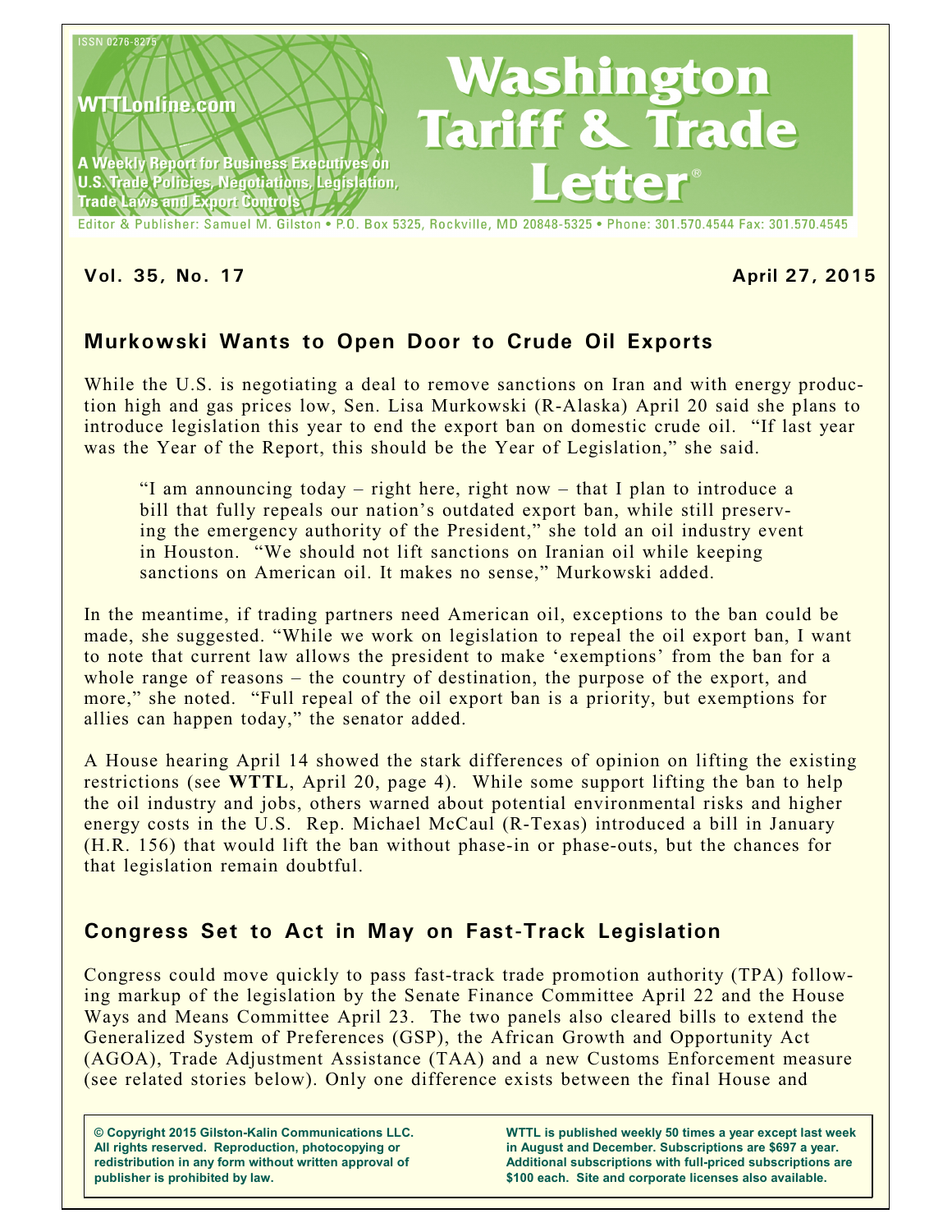ISSN 0276-8275

WTTLonline.com

A Weekly Report for Business Executives on U.S. Trade Policies, Negotiations, Legislation, Trade Laws and Export Controls

# Washington Tariff & Trade Letter®

Editor & Publisher: Samuel M. Gilston • P.O. Box 5325, Rockville, MD 20848-5325 • Phone: 301.570.4544 Fax: 301.570.4545

**Vol. 35, No. 17** **April 27, 2015**

## Murkowski Wants to Open Door to Crude Oil Exports

While the U.S. is negotiating a deal to remove sanctions on Iran and with energy production high and gas prices low, Sen. Lisa Murkowski (R-Alaska) April 20 said she plans to introduce legislation this year to end the export ban on domestic crude oil. "If last year was the Year of the Report, this should be the Year of Legislation," she said.

> "I am announcing today – right here, right now – that I plan to introduce a bill that fully repeals our nation's outdated export ban, while still preserving the emergency authority of the President," she told an oil industry event in Houston. "We should not lift sanctions on Iranian oil while keeping sanctions on American oil. It makes no sense," Murkowski added.

In the meantime, if trading partners need American oil, exceptions to the ban could be made, she suggested. "While we work on legislation to repeal the oil export ban, I want to note that current law allows the president to make 'exemptions' from the ban for a whole range of reasons – the country of destination, the purpose of the export, and more," she noted. "Full repeal of the oil export ban is a priority, but exemptions for allies can happen today," the senator added.

A House hearing April 14 showed the stark differences of opinion on lifting the existing restrictions (see **WTTL**, April 20, page 4). While some support lifting the ban to help the oil industry and jobs, others warned about potential environmental risks and higher energy costs in the U.S. Rep. Michael McCaul (R-Texas) introduced a bill in January (H.R. 156) that would lift the ban without phase-in or phase-outs, but the chances for that legislation remain doubtful.

## Congress Set to Act in May on Fast-Track Legislation

Congress could move quickly to pass fast-track trade promotion authority (TPA) following markup of the legislation by the Senate Finance Committee April 22 and the House Ways and Means Committee April 23. The two panels also cleared bills to extend the Generalized System of Preferences (GSP), the African Growth and Opportunity Act (AGOA), Trade Adjustment Assistance (TAA) and a new Customs Enforcement measure (see related stories below). Only one difference exists between the final House and

**© Copyright 2015 Gilston-Kalin Communications LLC. All rights reserved. Reproduction, photocopying or redistribution in any form without written approval of publisher is prohibited by law.**

**WTTL is published weekly 50 times a year except last week in August and December. Subscriptions are $697 a year. Additional subscriptions with full-priced subscriptions are $100 each. Site and corporate licenses also available.**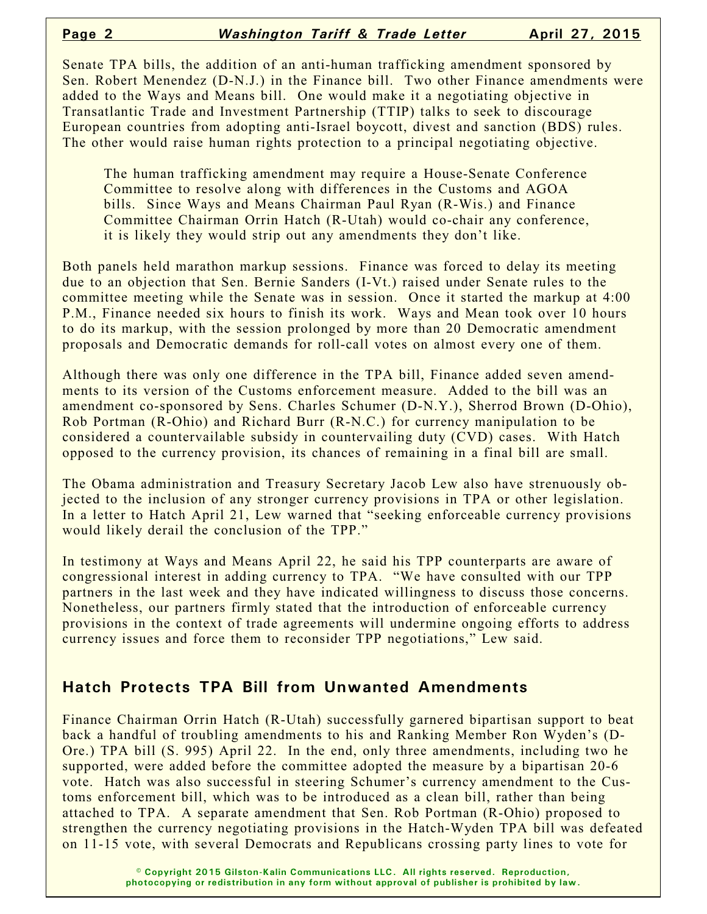Senate TPA bills, the addition of an anti-human trafficking amendment sponsored by Sen. Robert Menendez (D-N.J.) in the Finance bill. Two other Finance amendments were added to the Ways and Means bill. One would make it a negotiating objective in Transatlantic Trade and Investment Partnership (TTIP) talks to seek to discourage European countries from adopting anti-Israel boycott, divest and sanction (BDS) rules. The other would raise human rights protection to a principal negotiating objective.

> The human trafficking amendment may require a House-Senate Conference Committee to resolve along with differences in the Customs and AGOA bills. Since Ways and Means Chairman Paul Ryan (R-Wis.) and Finance Committee Chairman Orrin Hatch (R-Utah) would co-chair any conference, it is likely they would strip out any amendments they don't like.

Both panels held marathon markup sessions. Finance was forced to delay its meeting due to an objection that Sen. Bernie Sanders (I-Vt.) raised under Senate rules to the committee meeting while the Senate was in session. Once it started the markup at 4:00 P.M., Finance needed six hours to finish its work. Ways and Mean took over 10 hours to do its markup, with the session prolonged by more than 20 Democratic amendment proposals and Democratic demands for roll-call votes on almost every one of them.

Although there was only one difference in the TPA bill, Finance added seven amendments to its version of the Customs enforcement measure. Added to the bill was an amendment co-sponsored by Sens. Charles Schumer (D-N.Y.), Sherrod Brown (D-Ohio), Rob Portman (R-Ohio) and Richard Burr (R-N.C.) for currency manipulation to be considered a countervailable subsidy in countervailing duty (CVD) cases. With Hatch opposed to the currency provision, its chances of remaining in a final bill are small.

The Obama administration and Treasury Secretary Jacob Lew also have strenuously objected to the inclusion of any stronger currency provisions in TPA or other legislation. In a letter to Hatch April 21, Lew warned that "seeking enforceable currency provisions would likely derail the conclusion of the TPP."

In testimony at Ways and Means April 22, he said his TPP counterparts are aware of congressional interest in adding currency to TPA. "We have consulted with our TPP partners in the last week and they have indicated willingness to discuss those concerns. Nonetheless, our partners firmly stated that the introduction of enforceable currency provisions in the context of trade agreements will undermine ongoing efforts to address currency issues and force them to reconsider TPP negotiations," Lew said.

## Hatch Protects TPA Bill from Unwanted Amendments

Finance Chairman Orrin Hatch (R-Utah) successfully garnered bipartisan support to beat back a handful of troubling amendments to his and Ranking Member Ron Wyden's (D-Ore.) TPA bill (S. 995) April 22. In the end, only three amendments, including two he supported, were added before the committee adopted the measure by a bipartisan 20-6 vote. Hatch was also successful in steering Schumer's currency amendment to the Customs enforcement bill, which was to be introduced as a clean bill, rather than being attached to TPA. A separate amendment that Sen. Rob Portman (R-Ohio) proposed to strengthen the currency negotiating provisions in the Hatch-Wyden TPA bill was defeated on 11-15 vote, with several Democrats and Republicans crossing party lines to vote for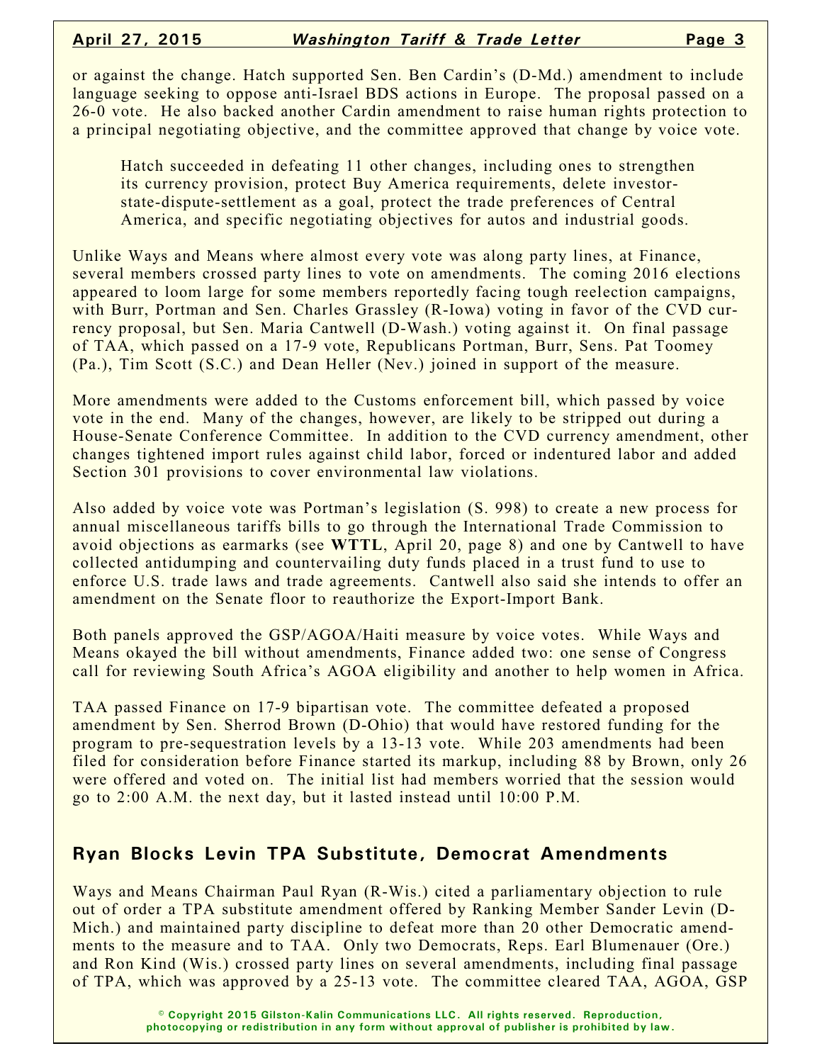or against the change. Hatch supported Sen. Ben Cardin's (D-Md.) amendment to include language seeking to oppose anti-Israel BDS actions in Europe. The proposal passed on a 26-0 vote. He also backed another Cardin amendment to raise human rights protection to a principal negotiating objective, and the committee approved that change by voice vote.

> Hatch succeeded in defeating 11 other changes, including ones to strengthen its currency provision, protect Buy America requirements, delete investor-state-dispute-settlement as a goal, protect the trade preferences of Central America, and specific negotiating objectives for autos and industrial goods.

Unlike Ways and Means where almost every vote was along party lines, at Finance, several members crossed party lines to vote on amendments. The coming 2016 elections appeared to loom large for some members reportedly facing tough reelection campaigns, with Burr, Portman and Sen. Charles Grassley (R-Iowa) voting in favor of the CVD currency proposal, but Sen. Maria Cantwell (D-Wash.) voting against it. On final passage of TAA, which passed on a 17-9 vote, Republicans Portman, Burr, Sens. Pat Toomey (Pa.), Tim Scott (S.C.) and Dean Heller (Nev.) joined in support of the measure.

More amendments were added to the Customs enforcement bill, which passed by voice vote in the end. Many of the changes, however, are likely to be stripped out during a House-Senate Conference Committee. In addition to the CVD currency amendment, other changes tightened import rules against child labor, forced or indentured labor and added Section 301 provisions to cover environmental law violations.

Also added by voice vote was Portman's legislation (S. 998) to create a new process for annual miscellaneous tariffs bills to go through the International Trade Commission to avoid objections as earmarks (see **WTTL**, April 20, page 8) and one by Cantwell to have collected antidumping and countervailing duty funds placed in a trust fund to use to enforce U.S. trade laws and trade agreements. Cantwell also said she intends to offer an amendment on the Senate floor to reauthorize the Export-Import Bank.

Both panels approved the GSP/AGOA/Haiti measure by voice votes. While Ways and Means okayed the bill without amendments, Finance added two: one sense of Congress call for reviewing South Africa's AGOA eligibility and another to help women in Africa.

TAA passed Finance on 17-9 bipartisan vote. The committee defeated a proposed amendment by Sen. Sherrod Brown (D-Ohio) that would have restored funding for the program to pre-sequestration levels by a 13-13 vote. While 203 amendments had been filed for consideration before Finance started its markup, including 88 by Brown, only 26 were offered and voted on. The initial list had members worried that the session would go to 2:00 A.M. the next day, but it lasted instead until 10:00 P.M.

## Ryan Blocks Levin TPA Substitute, Democrat Amendments

Ways and Means Chairman Paul Ryan (R-Wis.) cited a parliamentary objection to rule out of order a TPA substitute amendment offered by Ranking Member Sander Levin (D-Mich.) and maintained party discipline to defeat more than 20 other Democratic amendments to the measure and to TAA. Only two Democrats, Reps. Earl Blumenauer (Ore.) and Ron Kind (Wis.) crossed party lines on several amendments, including final passage of TPA, which was approved by a 25-13 vote. The committee cleared TAA, AGOA, GSP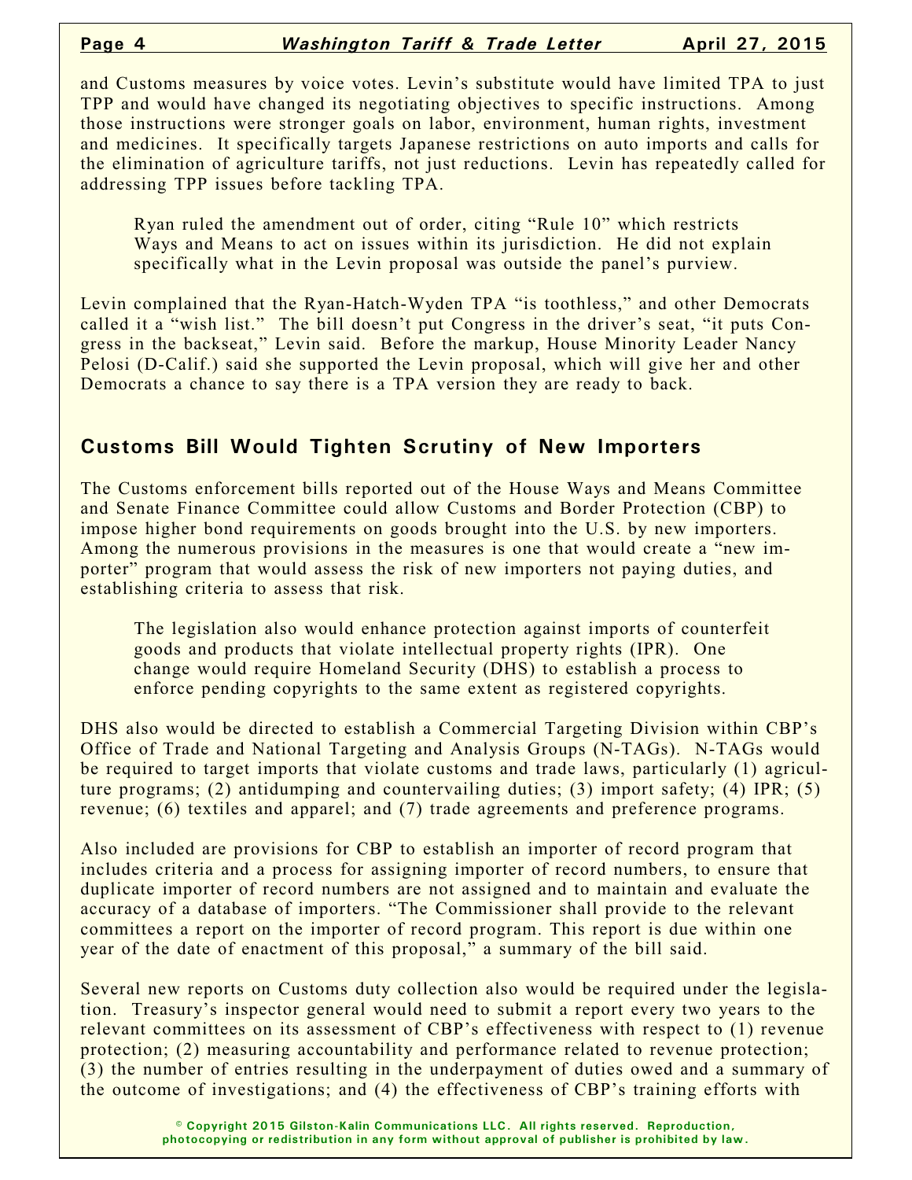and Customs measures by voice votes. Levin's substitute would have limited TPA to just TPP and would have changed its negotiating objectives to specific instructions. Among those instructions were stronger goals on labor, environment, human rights, investment and medicines. It specifically targets Japanese restrictions on auto imports and calls for the elimination of agriculture tariffs, not just reductions. Levin has repeatedly called for addressing TPP issues before tackling TPA.

Ryan ruled the amendment out of order, citing "Rule 10" which restricts Ways and Means to act on issues within its jurisdiction. He did not explain specifically what in the Levin proposal was outside the panel's purview.

Levin complained that the Ryan-Hatch-Wyden TPA "is toothless," and other Democrats called it a "wish list." The bill doesn't put Congress in the driver's seat, "it puts Congress in the backseat," Levin said. Before the markup, House Minority Leader Nancy Pelosi (D-Calif.) said she supported the Levin proposal, which will give her and other Democrats a chance to say there is a TPA version they are ready to back.

## Customs Bill Would Tighten Scrutiny of New Importers

The Customs enforcement bills reported out of the House Ways and Means Committee and Senate Finance Committee could allow Customs and Border Protection (CBP) to impose higher bond requirements on goods brought into the U.S. by new importers. Among the numerous provisions in the measures is one that would create a "new importer" program that would assess the risk of new importers not paying duties, and establishing criteria to assess that risk.

The legislation also would enhance protection against imports of counterfeit goods and products that violate intellectual property rights (IPR). One change would require Homeland Security (DHS) to establish a process to enforce pending copyrights to the same extent as registered copyrights.

DHS also would be directed to establish a Commercial Targeting Division within CBP's Office of Trade and National Targeting and Analysis Groups (N-TAGs). N-TAGs would be required to target imports that violate customs and trade laws, particularly (1) agriculture programs; (2) antidumping and countervailing duties; (3) import safety; (4) IPR; (5) revenue; (6) textiles and apparel; and (7) trade agreements and preference programs.

Also included are provisions for CBP to establish an importer of record program that includes criteria and a process for assigning importer of record numbers, to ensure that duplicate importer of record numbers are not assigned and to maintain and evaluate the accuracy of a database of importers. "The Commissioner shall provide to the relevant committees a report on the importer of record program. This report is due within one year of the date of enactment of this proposal," a summary of the bill said.

Several new reports on Customs duty collection also would be required under the legislation. Treasury's inspector general would need to submit a report every two years to the relevant committees on its assessment of CBP's effectiveness with respect to (1) revenue protection; (2) measuring accountability and performance related to revenue protection; (3) the number of entries resulting in the underpayment of duties owed and a summary of the outcome of investigations; and (4) the effectiveness of CBP's training efforts with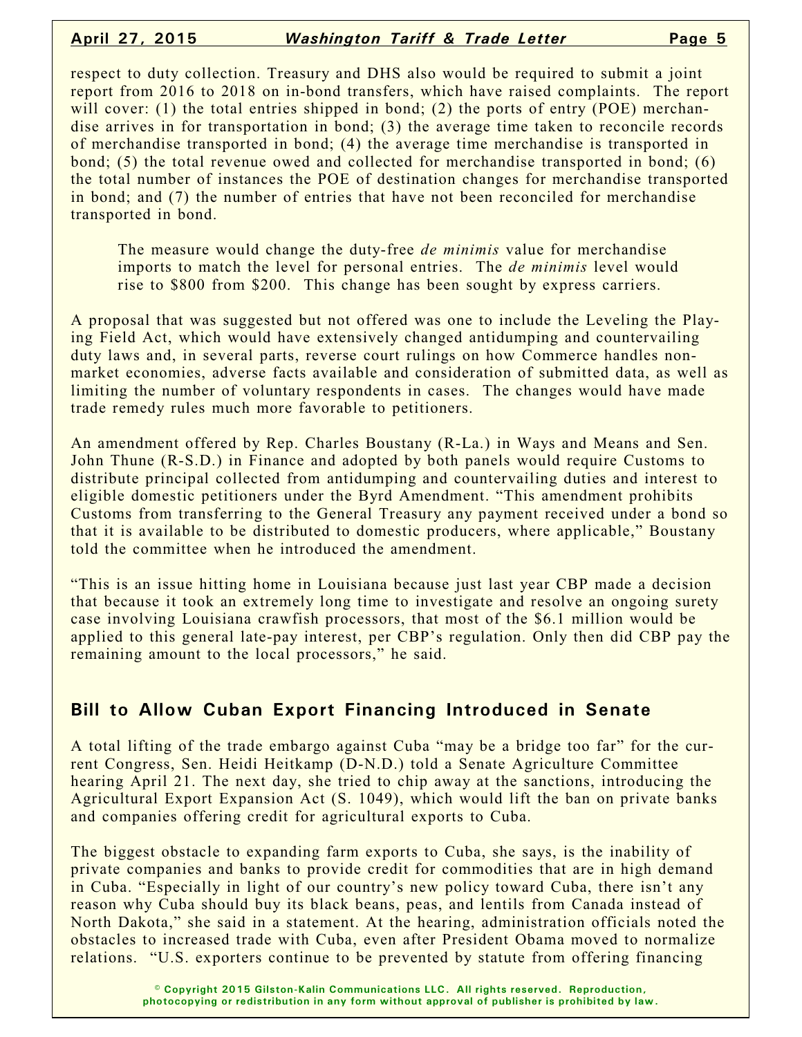respect to duty collection. Treasury and DHS also would be required to submit a joint report from 2016 to 2018 on in-bond transfers, which have raised complaints. The report will cover: (1) the total entries shipped in bond; (2) the ports of entry (POE) merchandise arrives in for transportation in bond; (3) the average time taken to reconcile records of merchandise transported in bond; (4) the average time merchandise is transported in bond; (5) the total revenue owed and collected for merchandise transported in bond; (6) the total number of instances the POE of destination changes for merchandise transported in bond; and (7) the number of entries that have not been reconciled for merchandise transported in bond.

> The measure would change the duty-free *de minimis* value for merchandise imports to match the level for personal entries. The *de minimis* level would rise to $800 from $200. This change has been sought by express carriers.

A proposal that was suggested but not offered was one to include the Leveling the Playing Field Act, which would have extensively changed antidumping and countervailing duty laws and, in several parts, reverse court rulings on how Commerce handles non-market economies, adverse facts available and consideration of submitted data, as well as limiting the number of voluntary respondents in cases. The changes would have made trade remedy rules much more favorable to petitioners.

An amendment offered by Rep. Charles Boustany (R-La.) in Ways and Means and Sen. John Thune (R-S.D.) in Finance and adopted by both panels would require Customs to distribute principal collected from antidumping and countervailing duties and interest to eligible domestic petitioners under the Byrd Amendment. "This amendment prohibits Customs from transferring to the General Treasury any payment received under a bond so that it is available to be distributed to domestic producers, where applicable," Boustany told the committee when he introduced the amendment.

"This is an issue hitting home in Louisiana because just last year CBP made a decision that because it took an extremely long time to investigate and resolve an ongoing surety case involving Louisiana crawfish processors, that most of the $6.1 million would be applied to this general late-pay interest, per CBP's regulation. Only then did CBP pay the remaining amount to the local processors," he said.

## Bill to Allow Cuban Export Financing Introduced in Senate

A total lifting of the trade embargo against Cuba "may be a bridge too far" for the current Congress, Sen. Heidi Heitkamp (D-N.D.) told a Senate Agriculture Committee hearing April 21. The next day, she tried to chip away at the sanctions, introducing the Agricultural Export Expansion Act (S. 1049), which would lift the ban on private banks and companies offering credit for agricultural exports to Cuba.

The biggest obstacle to expanding farm exports to Cuba, she says, is the inability of private companies and banks to provide credit for commodities that are in high demand in Cuba. "Especially in light of our country's new policy toward Cuba, there isn't any reason why Cuba should buy its black beans, peas, and lentils from Canada instead of North Dakota," she said in a statement. At the hearing, administration officials noted the obstacles to increased trade with Cuba, even after President Obama moved to normalize relations. "U.S. exporters continue to be prevented by statute from offering financing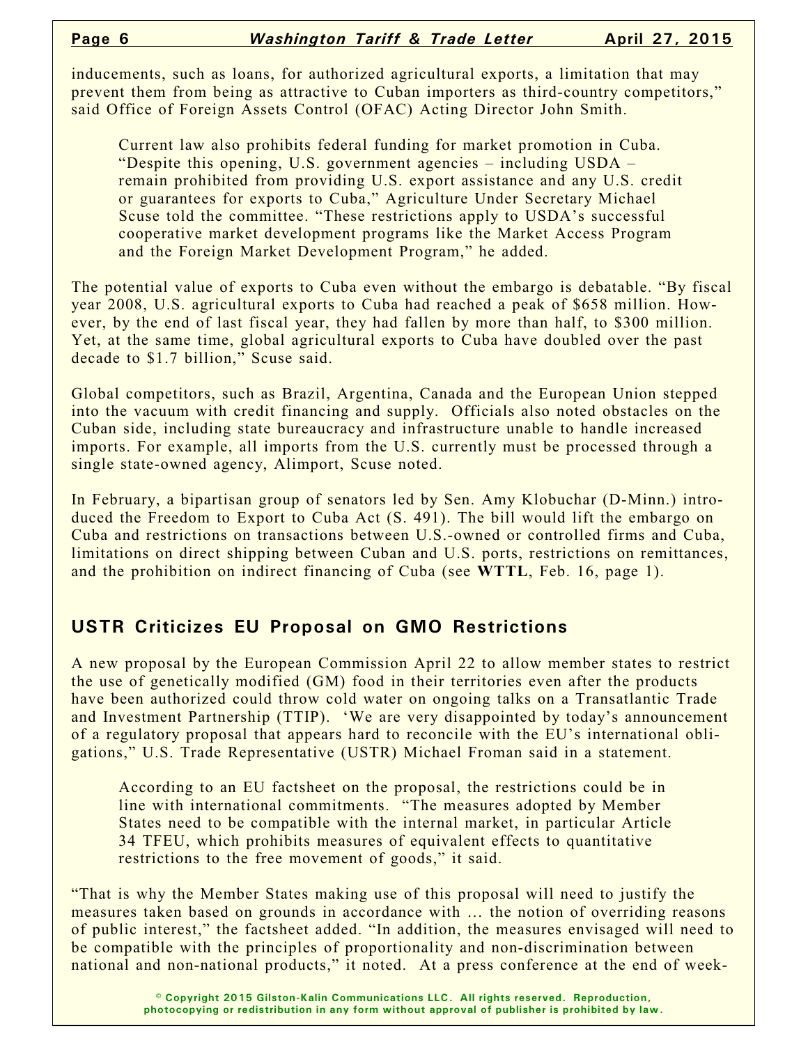inducements, such as loans, for authorized agricultural exports, a limitation that may prevent them from being as attractive to Cuban importers as third-country competitors," said Office of Foreign Assets Control (OFAC) Acting Director John Smith.

Current law also prohibits federal funding for market promotion in Cuba. "Despite this opening, U.S. government agencies – including USDA – remain prohibited from providing U.S. export assistance and any U.S. credit or guarantees for exports to Cuba," Agriculture Under Secretary Michael Scuse told the committee. "These restrictions apply to USDA's successful cooperative market development programs like the Market Access Program and the Foreign Market Development Program," he added.

The potential value of exports to Cuba even without the embargo is debatable. "By fiscal year 2008, U.S. agricultural exports to Cuba had reached a peak of $658 million. However, by the end of last fiscal year, they had fallen by more than half, to $300 million. Yet, at the same time, global agricultural exports to Cuba have doubled over the past decade to $1.7 billion," Scuse said.

Global competitors, such as Brazil, Argentina, Canada and the European Union stepped into the vacuum with credit financing and supply. Officials also noted obstacles on the Cuban side, including state bureaucracy and infrastructure unable to handle increased imports. For example, all imports from the U.S. currently must be processed through a single state-owned agency, Alimport, Scuse noted.

In February, a bipartisan group of senators led by Sen. Amy Klobuchar (D-Minn.) introduced the Freedom to Export to Cuba Act (S. 491). The bill would lift the embargo on Cuba and restrictions on transactions between U.S.-owned or controlled firms and Cuba, limitations on direct shipping between Cuban and U.S. ports, restrictions on remittances, and the prohibition on indirect financing of Cuba (see **WTTL**, Feb. 16, page 1).

## USTR Criticizes EU Proposal on GMO Restrictions

A new proposal by the European Commission April 22 to allow member states to restrict the use of genetically modified (GM) food in their territories even after the products have been authorized could throw cold water on ongoing talks on a Transatlantic Trade and Investment Partnership (TTIP). 'We are very disappointed by today's announcement of a regulatory proposal that appears hard to reconcile with the EU's international obligations," U.S. Trade Representative (USTR) Michael Froman said in a statement.

According to an EU factsheet on the proposal, the restrictions could be in line with international commitments. "The measures adopted by Member States need to be compatible with the internal market, in particular Article 34 TFEU, which prohibits measures of equivalent effects to quantitative restrictions to the free movement of goods," it said.

"That is why the Member States making use of this proposal will need to justify the measures taken based on grounds in accordance with … the notion of overriding reasons of public interest," the factsheet added. "In addition, the measures envisaged will need to be compatible with the principles of proportionality and non-discrimination between national and non-national products," it noted. At a press conference at the end of week-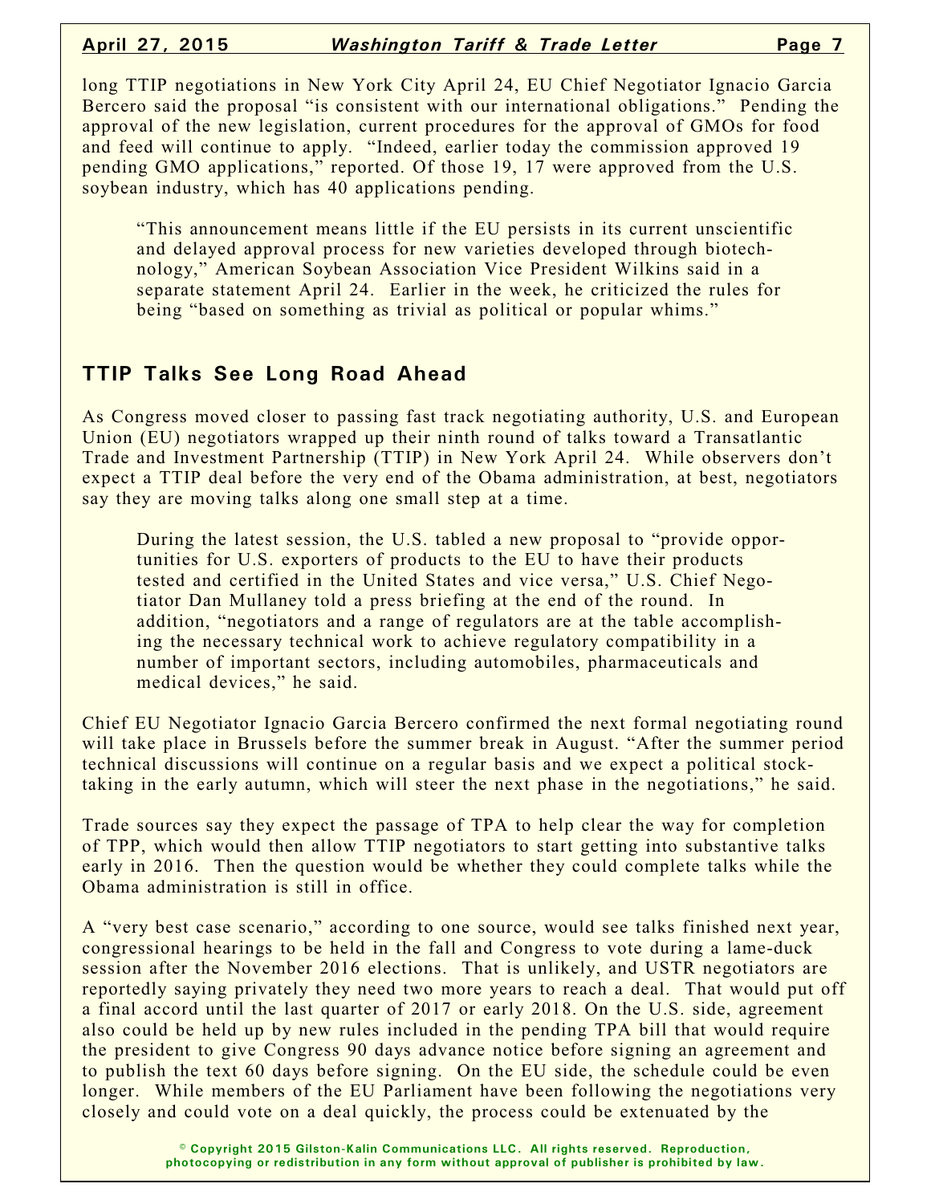long TTIP negotiations in New York City April 24, EU Chief Negotiator Ignacio Garcia Bercero said the proposal "is consistent with our international obligations." Pending the approval of the new legislation, current procedures for the approval of GMOs for food and feed will continue to apply. "Indeed, earlier today the commission approved 19 pending GMO applications," reported. Of those 19, 17 were approved from the U.S. soybean industry, which has 40 applications pending.

> "This announcement means little if the EU persists in its current unscientific and delayed approval process for new varieties developed through biotechnology," American Soybean Association Vice President Wilkins said in a separate statement April 24. Earlier in the week, he criticized the rules for being "based on something as trivial as political or popular whims."

## TTIP Talks See Long Road Ahead

As Congress moved closer to passing fast track negotiating authority, U.S. and European Union (EU) negotiators wrapped up their ninth round of talks toward a Transatlantic Trade and Investment Partnership (TTIP) in New York April 24. While observers don't expect a TTIP deal before the very end of the Obama administration, at best, negotiators say they are moving talks along one small step at a time.

> During the latest session, the U.S. tabled a new proposal to "provide opportunities for U.S. exporters of products to the EU to have their products tested and certified in the United States and vice versa," U.S. Chief Negotiator Dan Mullaney told a press briefing at the end of the round. In addition, "negotiators and a range of regulators are at the table accomplishing the necessary technical work to achieve regulatory compatibility in a number of important sectors, including automobiles, pharmaceuticals and medical devices," he said.

Chief EU Negotiator Ignacio Garcia Bercero confirmed the next formal negotiating round will take place in Brussels before the summer break in August. "After the summer period technical discussions will continue on a regular basis and we expect a political stock-taking in the early autumn, which will steer the next phase in the negotiations," he said.

Trade sources say they expect the passage of TPA to help clear the way for completion of TPP, which would then allow TTIP negotiators to start getting into substantive talks early in 2016. Then the question would be whether they could complete talks while the Obama administration is still in office.

A "very best case scenario," according to one source, would see talks finished next year, congressional hearings to be held in the fall and Congress to vote during a lame-duck session after the November 2016 elections. That is unlikely, and USTR negotiators are reportedly saying privately they need two more years to reach a deal. That would put off a final accord until the last quarter of 2017 or early 2018. On the U.S. side, agreement also could be held up by new rules included in the pending TPA bill that would require the president to give Congress 90 days advance notice before signing an agreement and to publish the text 60 days before signing. On the EU side, the schedule could be even longer. While members of the EU Parliament have been following the negotiations very closely and could vote on a deal quickly, the process could be extenuated by the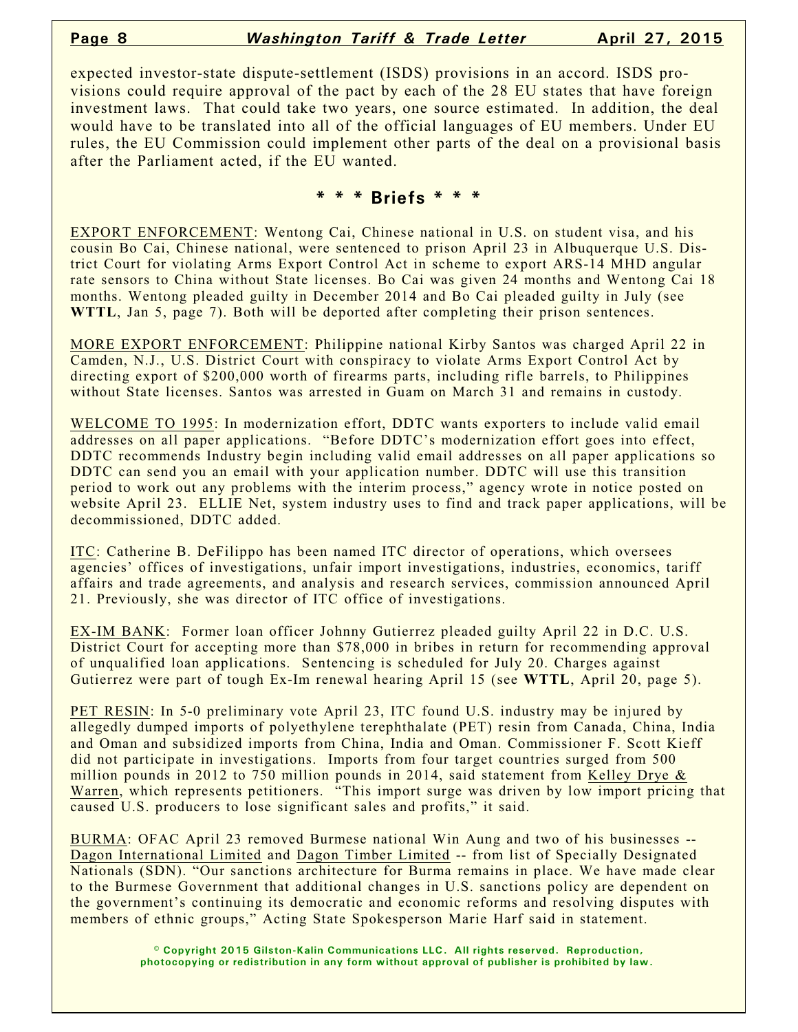expected investor-state dispute-settlement (ISDS) provisions in an accord. ISDS provisions could require approval of the pact by each of the 28 EU states that have foreign investment laws. That could take two years, one source estimated. In addition, the deal would have to be translated into all of the official languages of EU members. Under EU rules, the EU Commission could implement other parts of the deal on a provisional basis after the Parliament acted, if the EU wanted.

## * * * Briefs * * *

EXPORT ENFORCEMENT: Wentong Cai, Chinese national in U.S. on student visa, and his cousin Bo Cai, Chinese national, were sentenced to prison April 23 in Albuquerque U.S. District Court for violating Arms Export Control Act in scheme to export ARS-14 MHD angular rate sensors to China without State licenses. Bo Cai was given 24 months and Wentong Cai 18 months. Wentong pleaded guilty in December 2014 and Bo Cai pleaded guilty in July (see **WTTL**, Jan 5, page 7). Both will be deported after completing their prison sentences.

MORE EXPORT ENFORCEMENT: Philippine national Kirby Santos was charged April 22 in Camden, N.J., U.S. District Court with conspiracy to violate Arms Export Control Act by directing export of $200,000 worth of firearms parts, including rifle barrels, to Philippines without State licenses. Santos was arrested in Guam on March 31 and remains in custody.

WELCOME TO 1995: In modernization effort, DDTC wants exporters to include valid email addresses on all paper applications. "Before DDTC's modernization effort goes into effect, DDTC recommends Industry begin including valid email addresses on all paper applications so DDTC can send you an email with your application number. DDTC will use this transition period to work out any problems with the interim process," agency wrote in notice posted on website April 23. ELLIE Net, system industry uses to find and track paper applications, will be decommissioned, DDTC added.

ITC: Catherine B. DeFilippo has been named ITC director of operations, which oversees agencies' offices of investigations, unfair import investigations, industries, economics, tariff affairs and trade agreements, and analysis and research services, commission announced April 21. Previously, she was director of ITC office of investigations.

EX-IM BANK: Former loan officer Johnny Gutierrez pleaded guilty April 22 in D.C. U.S. District Court for accepting more than $78,000 in bribes in return for recommending approval of unqualified loan applications. Sentencing is scheduled for July 20. Charges against Gutierrez were part of tough Ex-Im renewal hearing April 15 (see **WTTL**, April 20, page 5).

PET RESIN: In 5-0 preliminary vote April 23, ITC found U.S. industry may be injured by allegedly dumped imports of polyethylene terephthalate (PET) resin from Canada, China, India and Oman and subsidized imports from China, India and Oman. Commissioner F. Scott Kieff did not participate in investigations. Imports from four target countries surged from 500 million pounds in 2012 to 750 million pounds in 2014, said statement from Kelley Drye & Warren, which represents petitioners. "This import surge was driven by low import pricing that caused U.S. producers to lose significant sales and profits," it said.

BURMA: OFAC April 23 removed Burmese national Win Aung and two of his businesses -- Dagon International Limited and Dagon Timber Limited -- from list of Specially Designated Nationals (SDN). "Our sanctions architecture for Burma remains in place. We have made clear to the Burmese Government that additional changes in U.S. sanctions policy are dependent on the government's continuing its democratic and economic reforms and resolving disputes with members of ethnic groups," Acting State Spokesperson Marie Harf said in statement.

© Copyright 2015 Gilston-Kalin Communications LLC. All rights reserved. Reproduction, photocopying or redistribution in any form without approval of publisher is prohibited by law.